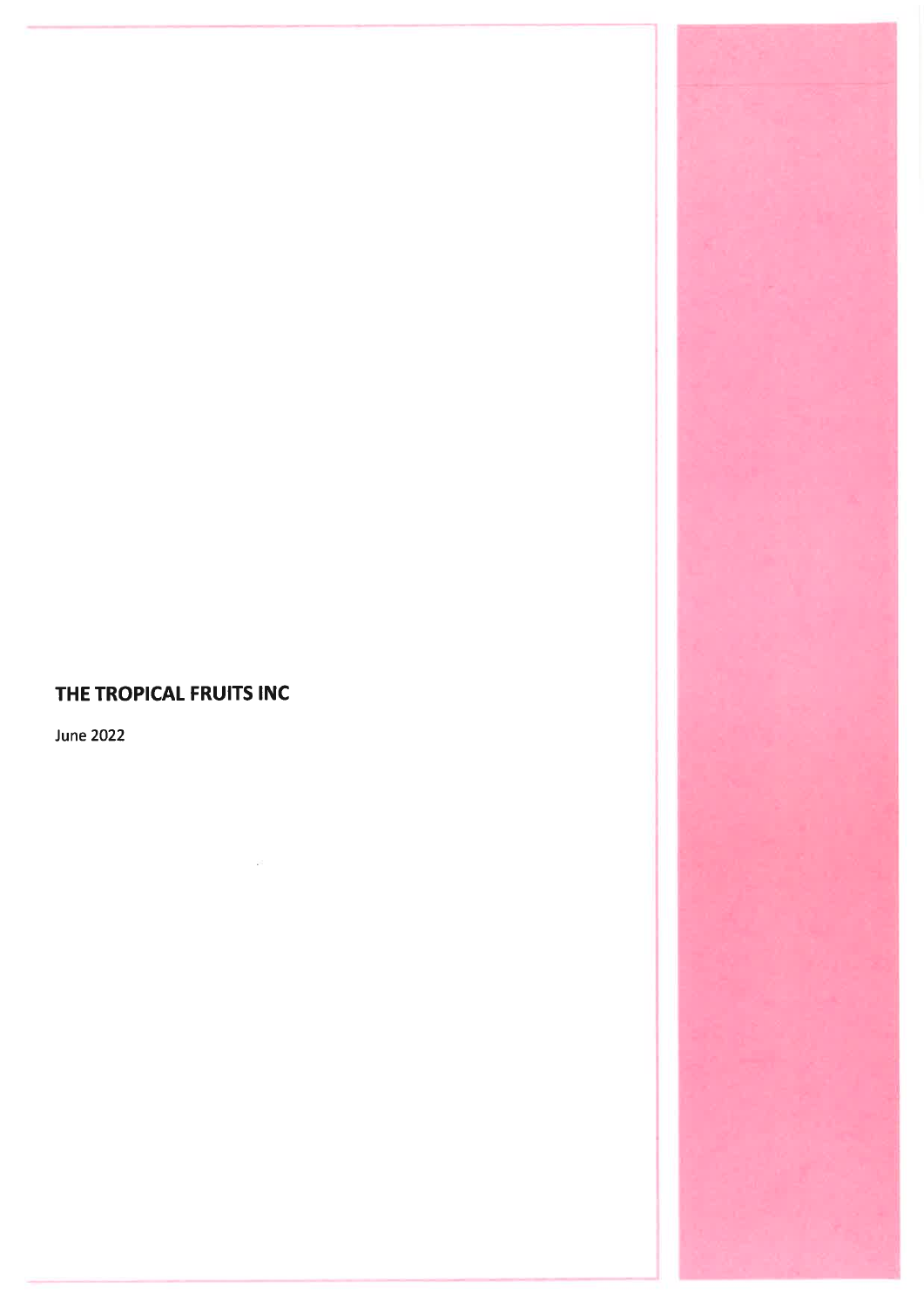# THE TROPICAL FRUITS INC

June 2022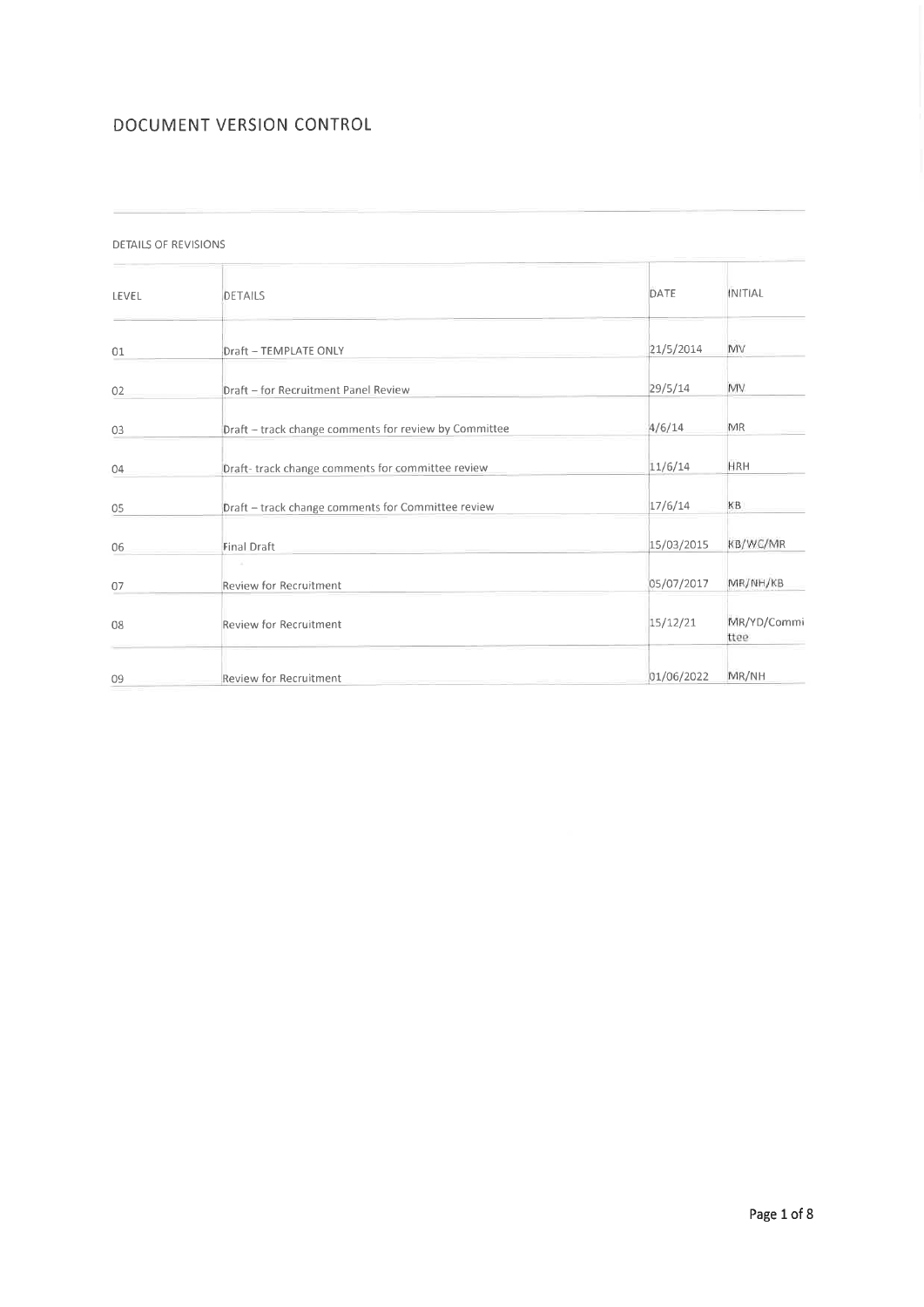# DOCUMENT VERSION CONTROL

DETAILS OF REVISIONS

| LEVEL | DETAILS | DATE | INITIAL |
|---|---|---|---|
| 01 | Draft – TEMPLATE ONLY | 21/5/2014 | MV |
| 02 | Draft – for Recruitment Panel Review | 29/5/14 | MV |
| 03 | Draft – track change comments for review by Committee | 4/6/14 | MR |
| 04 | Draft- track change comments for committee review | 11/6/14 | HRH |
| 05 | Draft – track change comments for Committee review | 17/6/14 | KB |
| 06 | Final Draft | 15/03/2015 | KB/WC/MR |
| 07 | Review for Recruitment | 05/07/2017 | MR/NH/KB |
| 08 | Review for Recruitment | 15/12/21 | MR/YD/Committee |
| 09 | Review for Recruitment | 01/06/2022 | MR/NH |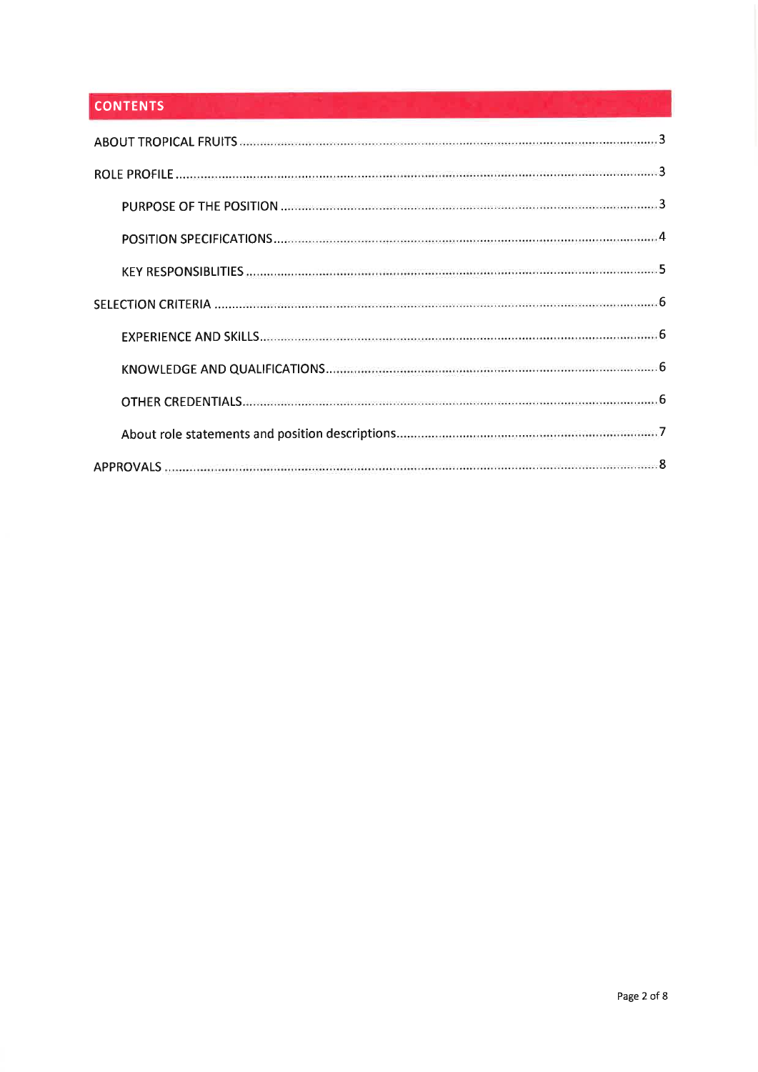## CONTENTS

ABOUT TROPICAL FRUITS ........................................................................................................ 3

ROLE PROFILE ........................................................................................................................ 3

- PURPOSE OF THE POSITION ........................................................................................ 3
- POSITION SPECIFICATIONS ......................................................................................... 4
- KEY RESPONSIBLITIES ................................................................................................. 5

SELECTION CRITERIA .............................................................................................................. 6

- EXPERIENCE AND SKILLS ............................................................................................. 6
- KNOWLEDGE AND QUALIFICATIONS ........................................................................... 6
- OTHER CREDENTIALS ................................................................................................... 6
- About role statements and position descriptions ........................................................ 7

APPROVALS .............................................................................................................................. 8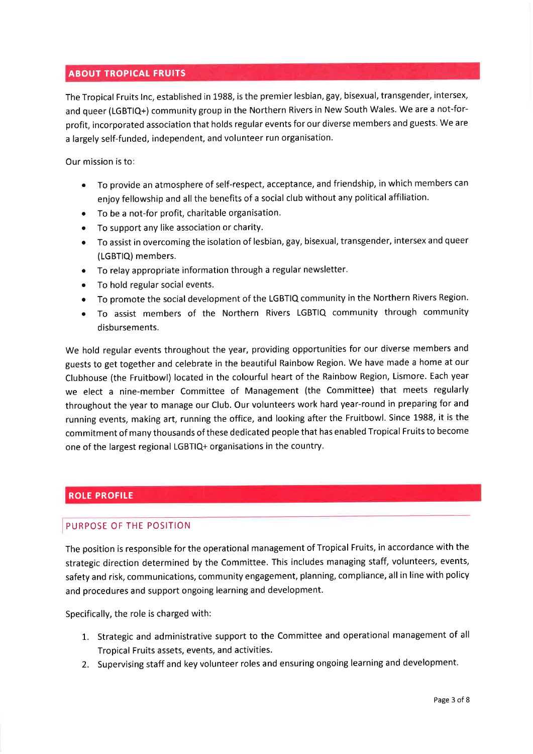## ABOUT TROPICAL FRUITS

The Tropical Fruits Inc, established in 1988, is the premier lesbian, gay, bisexual, transgender, intersex, and queer (LGBTIQ+) community group in the Northern Rivers in New South Wales. We are a not-for-profit, incorporated association that holds regular events for our diverse members and guests. We are a largely self-funded, independent, and volunteer run organisation.

Our mission is to:

- To provide an atmosphere of self-respect, acceptance, and friendship, in which members can enjoy fellowship and all the benefits of a social club without any political affiliation.
- To be a not-for profit, charitable organisation.
- To support any like association or charity.
- To assist in overcoming the isolation of lesbian, gay, bisexual, transgender, intersex and queer (LGBTIQ) members.
- To relay appropriate information through a regular newsletter.
- To hold regular social events.
- To promote the social development of the LGBTIQ community in the Northern Rivers Region.
- To assist members of the Northern Rivers LGBTIQ community through community disbursements.

We hold regular events throughout the year, providing opportunities for our diverse members and guests to get together and celebrate in the beautiful Rainbow Region. We have made a home at our Clubhouse (the Fruitbowl) located in the colourful heart of the Rainbow Region, Lismore. Each year we elect a nine-member Committee of Management (the Committee) that meets regularly throughout the year to manage our Club. Our volunteers work hard year-round in preparing for and running events, making art, running the office, and looking after the Fruitbowl. Since 1988, it is the commitment of many thousands of these dedicated people that has enabled Tropical Fruits to become one of the largest regional LGBTIQ+ organisations in the country.

## ROLE PROFILE

### PURPOSE OF THE POSITION

The position is responsible for the operational management of Tropical Fruits, in accordance with the strategic direction determined by the Committee. This includes managing staff, volunteers, events, safety and risk, communications, community engagement, planning, compliance, all in line with policy and procedures and support ongoing learning and development.

Specifically, the role is charged with:

1. Strategic and administrative support to the Committee and operational management of all Tropical Fruits assets, events, and activities.
2. Supervising staff and key volunteer roles and ensuring ongoing learning and development.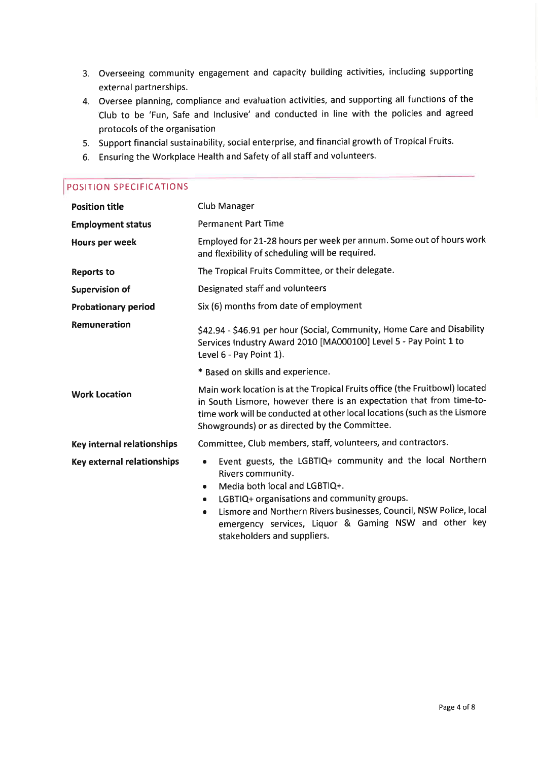3. Overseeing community engagement and capacity building activities, including supporting external partnerships.
4. Oversee planning, compliance and evaluation activities, and supporting all functions of the Club to be 'Fun, Safe and Inclusive' and conducted in line with the policies and agreed protocols of the organisation
5. Support financial sustainability, social enterprise, and financial growth of Tropical Fruits.
6. Ensuring the Workplace Health and Safety of all staff and volunteers.

## POSITION SPECIFICATIONS

| | |
|---|---|
| **Position title** | Club Manager |
| **Employment status** | Permanent Part Time |
| **Hours per week** | Employed for 21-28 hours per week per annum. Some out of hours work and flexibility of scheduling will be required. |
| **Reports to** | The Tropical Fruits Committee, or their delegate. |
| **Supervision of** | Designated staff and volunteers |
| **Probationary period** | Six (6) months from date of employment |
| **Remuneration** | $42.94 - $46.91 per hour (Social, Community, Home Care and Disability Services Industry Award 2010 [MA000100] Level 5 - Pay Point 1 to Level 6 - Pay Point 1).<br><br>* Based on skills and experience. |
| **Work Location** | Main work location is at the Tropical Fruits office (the Fruitbowl) located in South Lismore, however there is an expectation that from time-to-time work will be conducted at other local locations (such as the Lismore Showgrounds) or as directed by the Committee. |
| **Key internal relationships** | Committee, Club members, staff, volunteers, and contractors. |
| **Key external relationships** | • Event guests, the LGBTIQ+ community and the local Northern Rivers community.<br>• Media both local and LGBTIQ+.<br>• LGBTIQ+ organisations and community groups.<br>• Lismore and Northern Rivers businesses, Council, NSW Police, local emergency services, Liquor & Gaming NSW and other key stakeholders and suppliers. |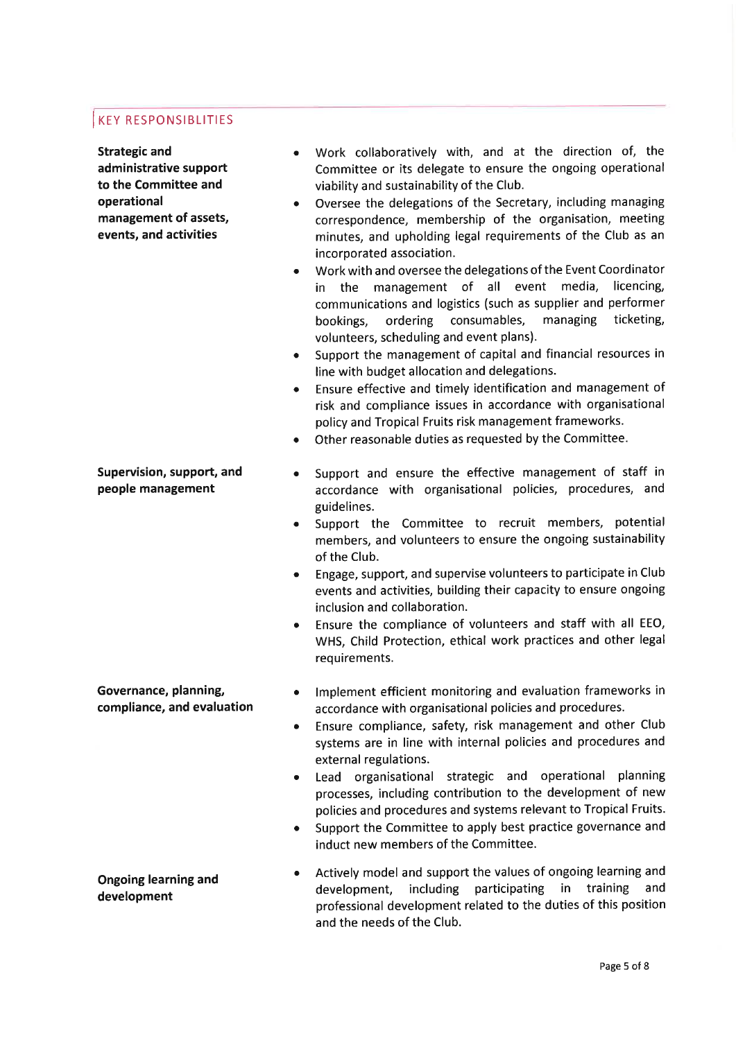## KEY RESPONSIBLITIES

| | |
|---|---|
| **Strategic and administrative support to the Committee and operational management of assets, events, and activities** | • Work collaboratively with, and at the direction of, the Committee or its delegate to ensure the ongoing operational viability and sustainability of the Club.<br>• Oversee the delegations of the Secretary, including managing correspondence, membership of the organisation, meeting minutes, and upholding legal requirements of the Club as an incorporated association.<br>• Work with and oversee the delegations of the Event Coordinator in the management of all event media, licencing, communications and logistics (such as supplier and performer bookings, ordering consumables, managing ticketing, volunteers, scheduling and event plans).<br>• Support the management of capital and financial resources in line with budget allocation and delegations.<br>• Ensure effective and timely identification and management of risk and compliance issues in accordance with organisational policy and Tropical Fruits risk management frameworks.<br>• Other reasonable duties as requested by the Committee. |
| **Supervision, support, and people management** | • Support and ensure the effective management of staff in accordance with organisational policies, procedures, and guidelines.<br>• Support the Committee to recruit members, potential members, and volunteers to ensure the ongoing sustainability of the Club.<br>• Engage, support, and supervise volunteers to participate in Club events and activities, building their capacity to ensure ongoing inclusion and collaboration.<br>• Ensure the compliance of volunteers and staff with all EEO, WHS, Child Protection, ethical work practices and other legal requirements. |
| **Governance, planning, compliance, and evaluation** | • Implement efficient monitoring and evaluation frameworks in accordance with organisational policies and procedures.<br>• Ensure compliance, safety, risk management and other Club systems are in line with internal policies and procedures and external regulations.<br>• Lead organisational strategic and operational planning processes, including contribution to the development of new policies and procedures and systems relevant to Tropical Fruits.<br>• Support the Committee to apply best practice governance and induct new members of the Committee. |
| **Ongoing learning and development** | • Actively model and support the values of ongoing learning and development, including participating in training and professional development related to the duties of this position and the needs of the Club. |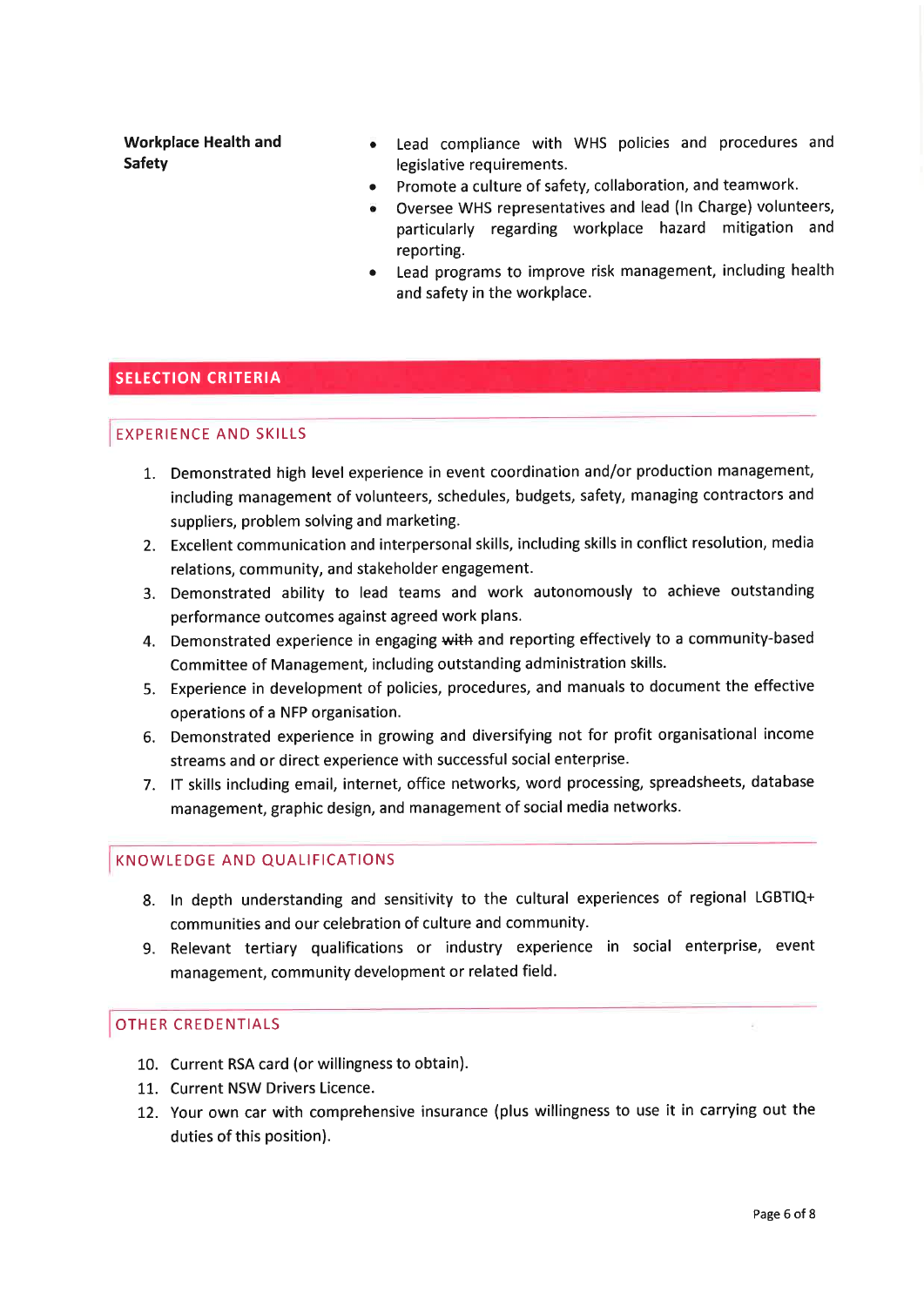**Workplace Health and Safety**

- Lead compliance with WHS policies and procedures and legislative requirements.
- Promote a culture of safety, collaboration, and teamwork.
- Oversee WHS representatives and lead (In Charge) volunteers, particularly regarding workplace hazard mitigation and reporting.
- Lead programs to improve risk management, including health and safety in the workplace.

## SELECTION CRITERIA

### EXPERIENCE AND SKILLS

1. Demonstrated high level experience in event coordination and/or production management, including management of volunteers, schedules, budgets, safety, managing contractors and suppliers, problem solving and marketing.
2. Excellent communication and interpersonal skills, including skills in conflict resolution, media relations, community, and stakeholder engagement.
3. Demonstrated ability to lead teams and work autonomously to achieve outstanding performance outcomes against agreed work plans.
4. Demonstrated experience in engaging ~~with~~ and reporting effectively to a community-based Committee of Management, including outstanding administration skills.
5. Experience in development of policies, procedures, and manuals to document the effective operations of a NFP organisation.
6. Demonstrated experience in growing and diversifying not for profit organisational income streams and or direct experience with successful social enterprise.
7. IT skills including email, internet, office networks, word processing, spreadsheets, database management, graphic design, and management of social media networks.

### KNOWLEDGE AND QUALIFICATIONS

8. In depth understanding and sensitivity to the cultural experiences of regional LGBTIQ+ communities and our celebration of culture and community.
9. Relevant tertiary qualifications or industry experience in social enterprise, event management, community development or related field.

### OTHER CREDENTIALS

10. Current RSA card (or willingness to obtain).
11. Current NSW Drivers Licence.
12. Your own car with comprehensive insurance (plus willingness to use it in carrying out the duties of this position).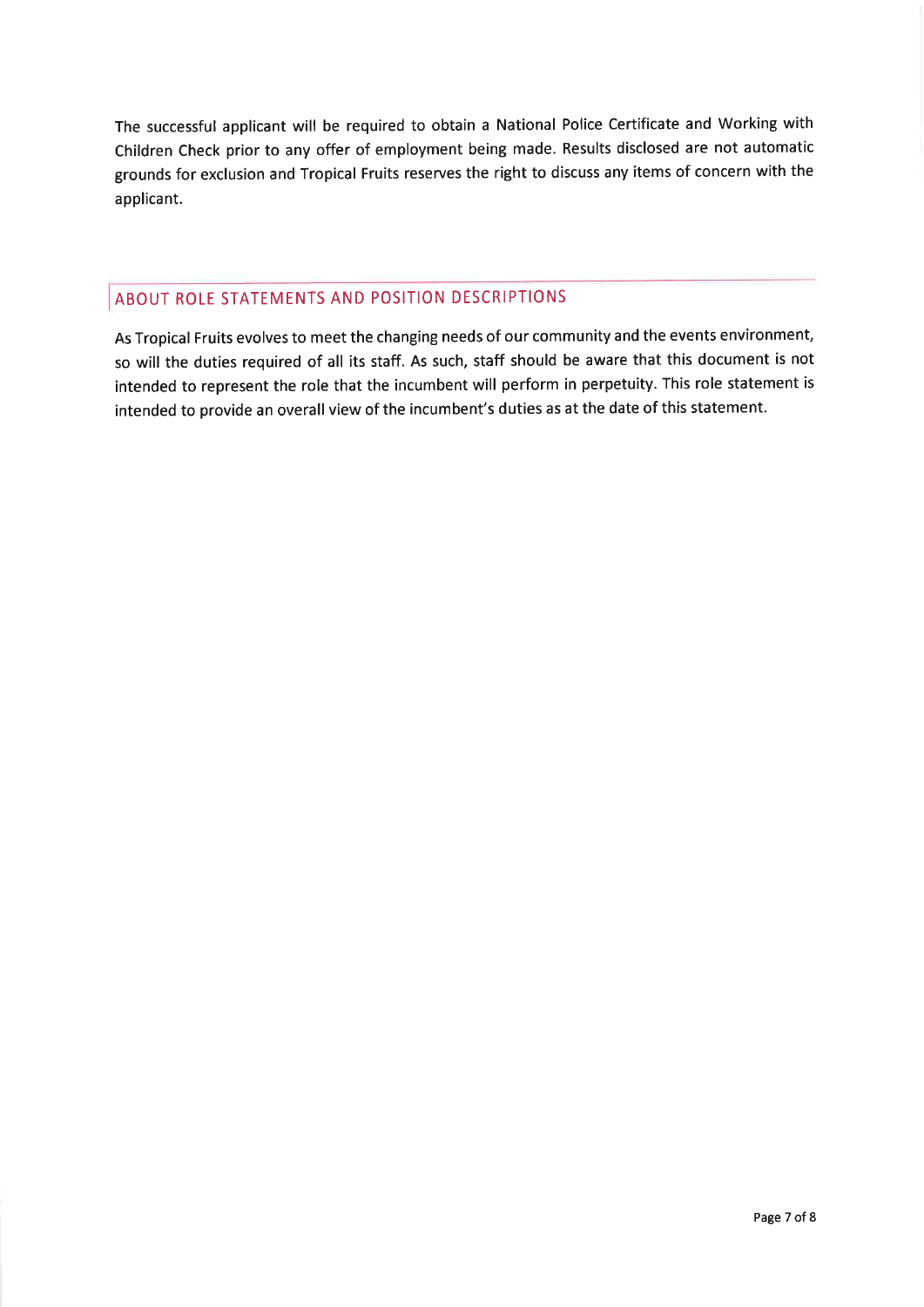The successful applicant will be required to obtain a National Police Certificate and Working with Children Check prior to any offer of employment being made. Results disclosed are not automatic grounds for exclusion and Tropical Fruits reserves the right to discuss any items of concern with the applicant.

## ABOUT ROLE STATEMENTS AND POSITION DESCRIPTIONS

As Tropical Fruits evolves to meet the changing needs of our community and the events environment, so will the duties required of all its staff. As such, staff should be aware that this document is not intended to represent the role that the incumbent will perform in perpetuity. This role statement is intended to provide an overall view of the incumbent's duties as at the date of this statement.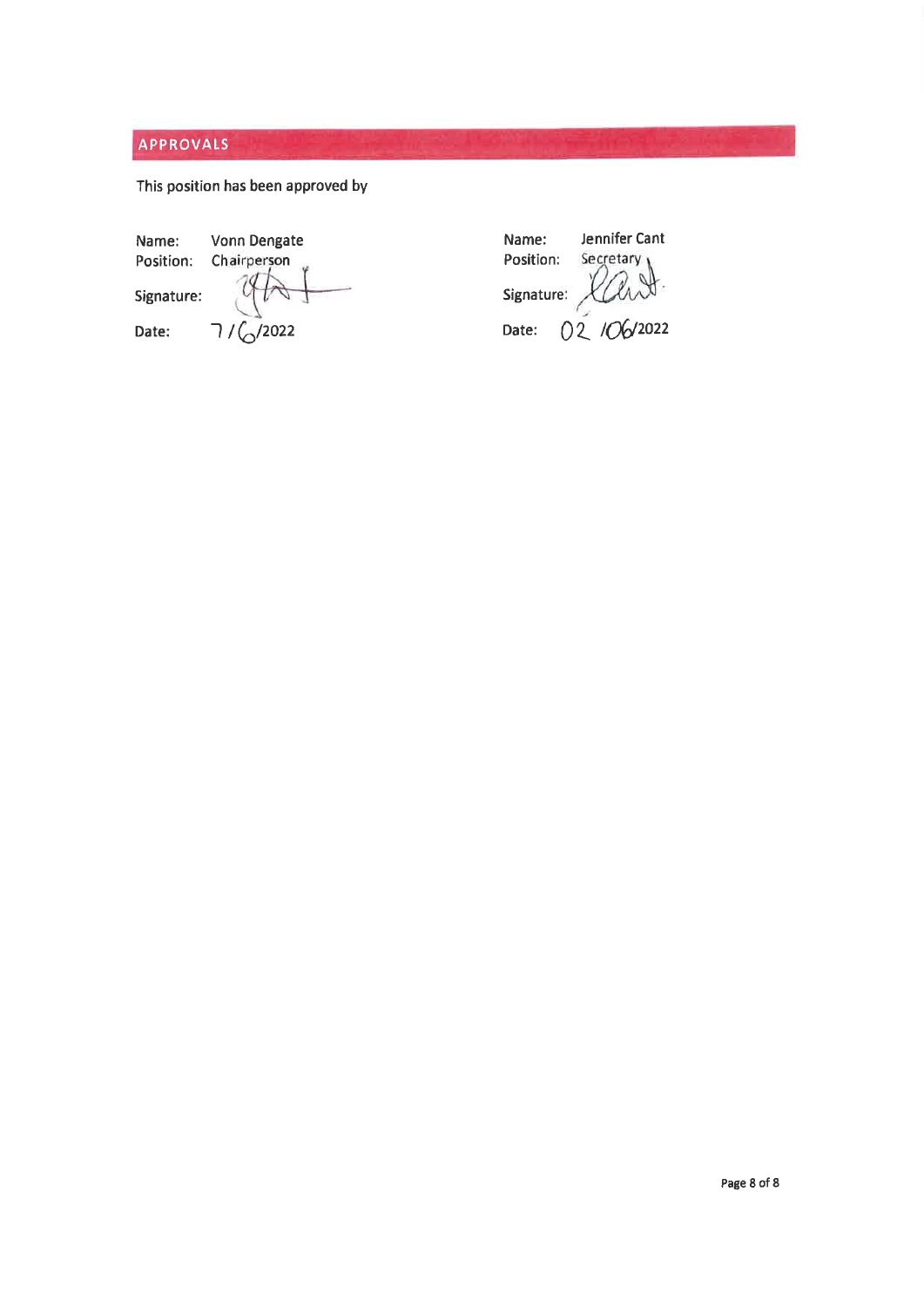## APPROVALS

This position has been approved by

Name: Vonn Dengate
Position: Chairperson
Signature:
Date: 7/6/2022

Name: Jennifer Cant
Position: Secretary
Signature:
Date: 02/06/2022